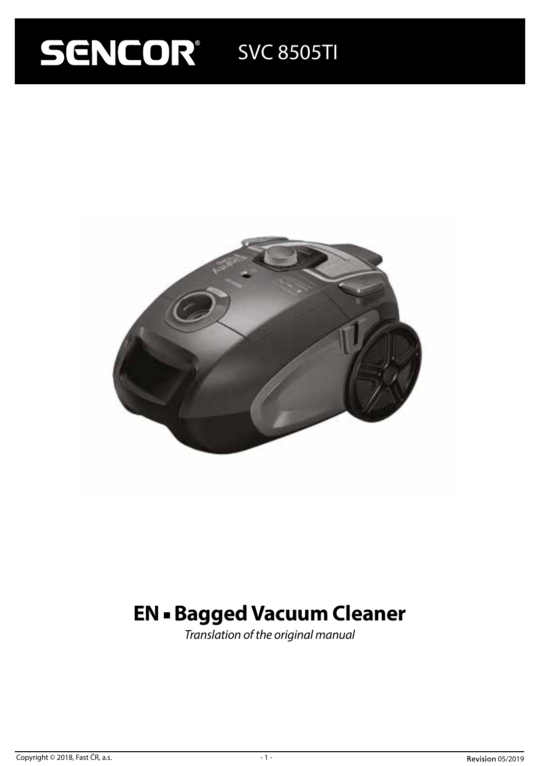# SENCOR® SVC 8505TI

## EN ▪ Bagged Vacuum Cleaner

*Translation of the original manual*

Copyright © 2018, Fast ČR, a.s.

Revision 05/2019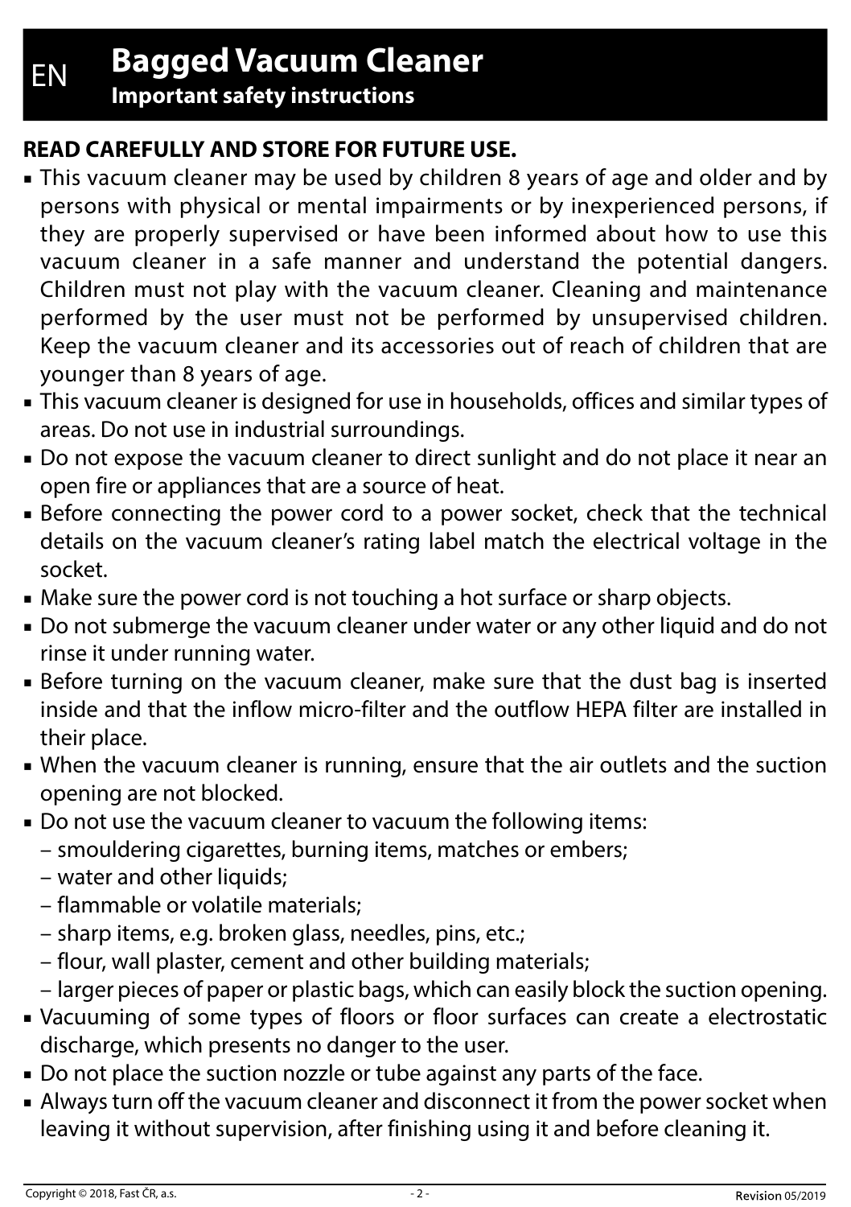EN

# Bagged Vacuum Cleaner

## Important safety instructions

**READ CAREFULLY AND STORE FOR FUTURE USE.**

- This vacuum cleaner may be used by children 8 years of age and older and by persons with physical or mental impairments or by inexperienced persons, if they are properly supervised or have been informed about how to use this vacuum cleaner in a safe manner and understand the potential dangers. Children must not play with the vacuum cleaner. Cleaning and maintenance performed by the user must not be performed by unsupervised children. Keep the vacuum cleaner and its accessories out of reach of children that are younger than 8 years of age.
- This vacuum cleaner is designed for use in households, offices and similar types of areas. Do not use in industrial surroundings.
- Do not expose the vacuum cleaner to direct sunlight and do not place it near an open fire or appliances that are a source of heat.
- Before connecting the power cord to a power socket, check that the technical details on the vacuum cleaner's rating label match the electrical voltage in the socket.
- Make sure the power cord is not touching a hot surface or sharp objects.
- Do not submerge the vacuum cleaner under water or any other liquid and do not rinse it under running water.
- Before turning on the vacuum cleaner, make sure that the dust bag is inserted inside and that the inflow micro-filter and the outflow HEPA filter are installed in their place.
- When the vacuum cleaner is running, ensure that the air outlets and the suction opening are not blocked.
- Do not use the vacuum cleaner to vacuum the following items:
  – smouldering cigarettes, burning items, matches or embers;
  – water and other liquids;
  – flammable or volatile materials;
  – sharp items, e.g. broken glass, needles, pins, etc.;
  – flour, wall plaster, cement and other building materials;
  – larger pieces of paper or plastic bags, which can easily block the suction opening.
- Vacuuming of some types of floors or floor surfaces can create a electrostatic discharge, which presents no danger to the user.
- Do not place the suction nozzle or tube against any parts of the face.
- Always turn off the vacuum cleaner and disconnect it from the power socket when leaving it without supervision, after finishing using it and before cleaning it.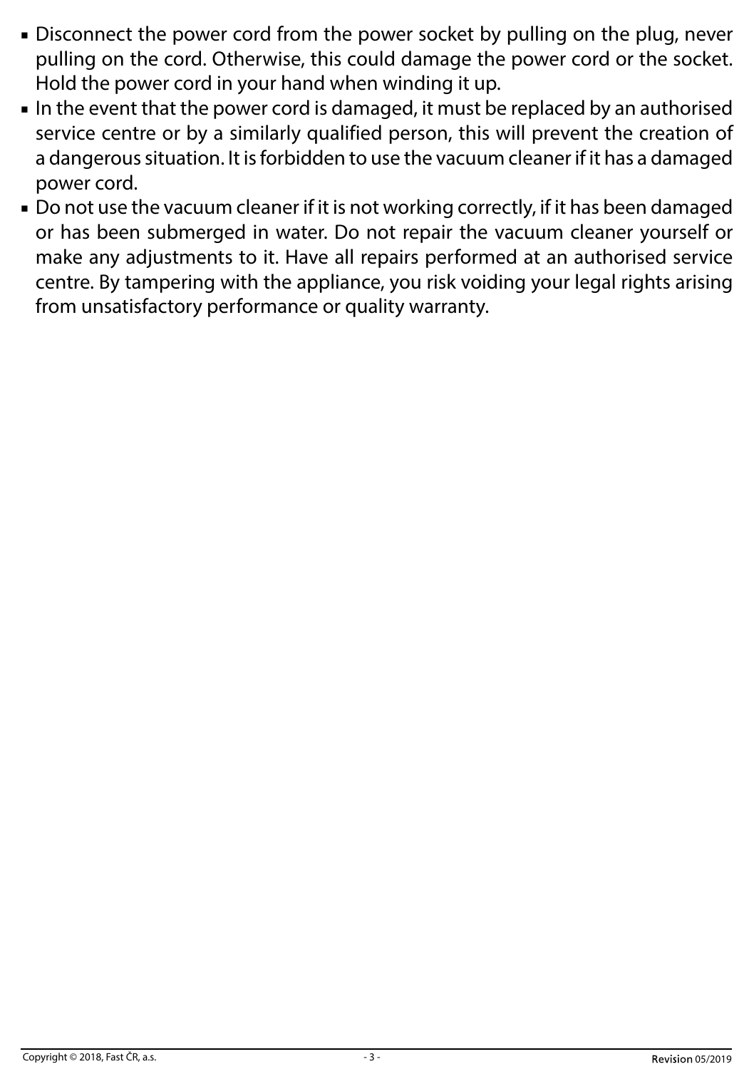- Disconnect the power cord from the power socket by pulling on the plug, never pulling on the cord. Otherwise, this could damage the power cord or the socket. Hold the power cord in your hand when winding it up.
- In the event that the power cord is damaged, it must be replaced by an authorised service centre or by a similarly qualified person, this will prevent the creation of a dangerous situation. It is forbidden to use the vacuum cleaner if it has a damaged power cord.
- Do not use the vacuum cleaner if it is not working correctly, if it has been damaged or has been submerged in water. Do not repair the vacuum cleaner yourself or make any adjustments to it. Have all repairs performed at an authorised service centre. By tampering with the appliance, you risk voiding your legal rights arising from unsatisfactory performance or quality warranty.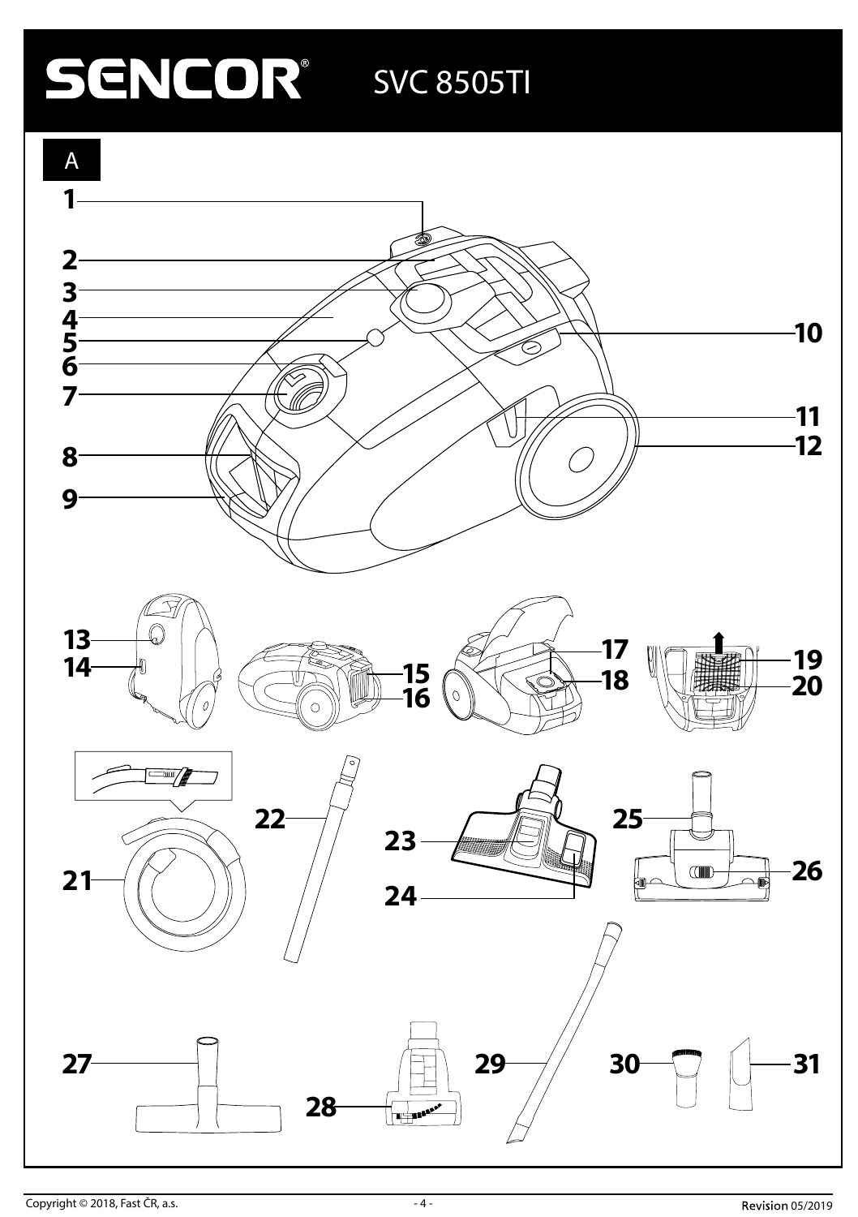# SENCOR® SVC 8505TI

A

1
2
3
4
5
6
7
8
9
10
11
12
13
14
15
16
17
18
19
20
21
22
23
24
25
26
27
28
29
30
31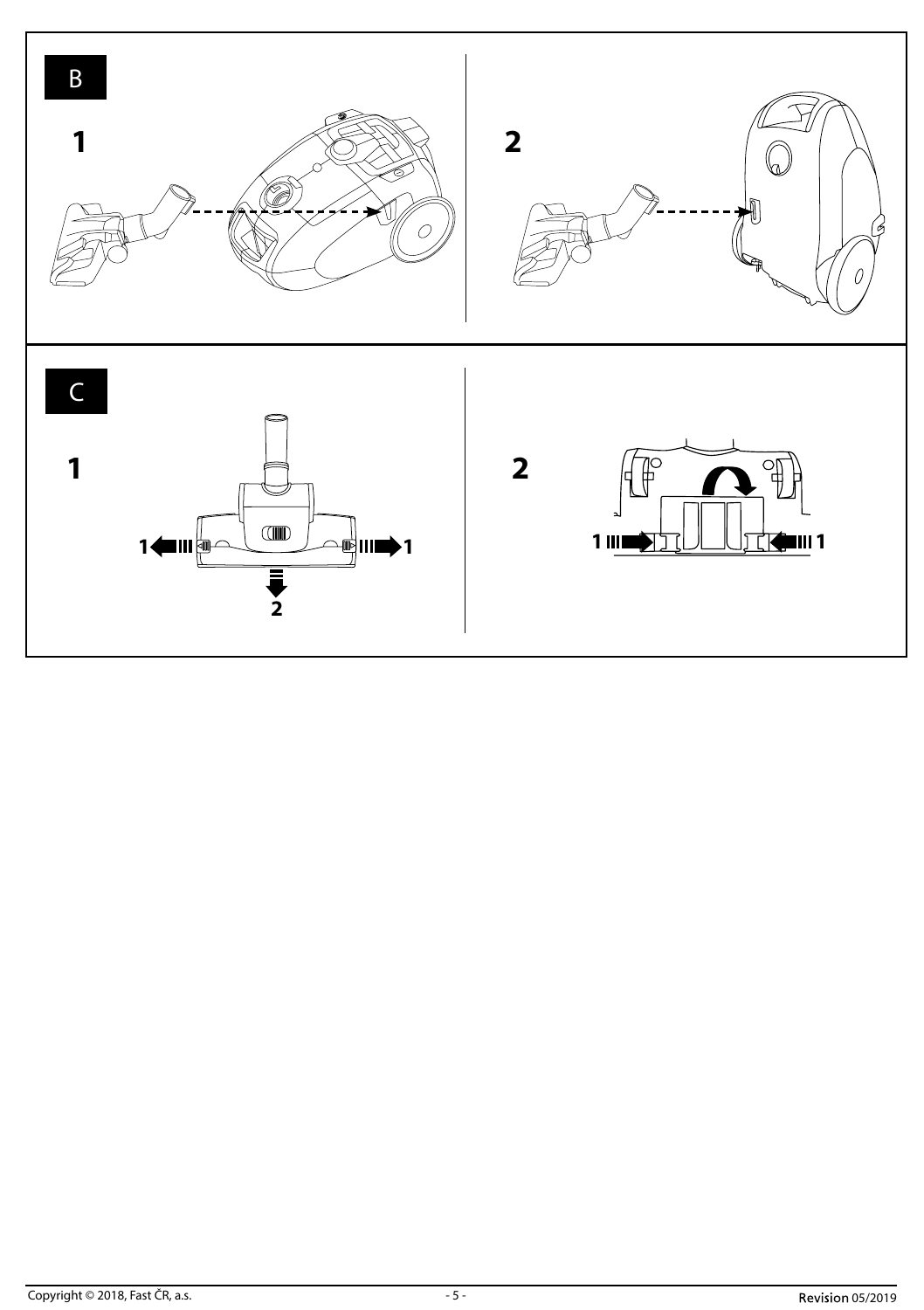B

1

2

C

1

1 1

2

2

1 1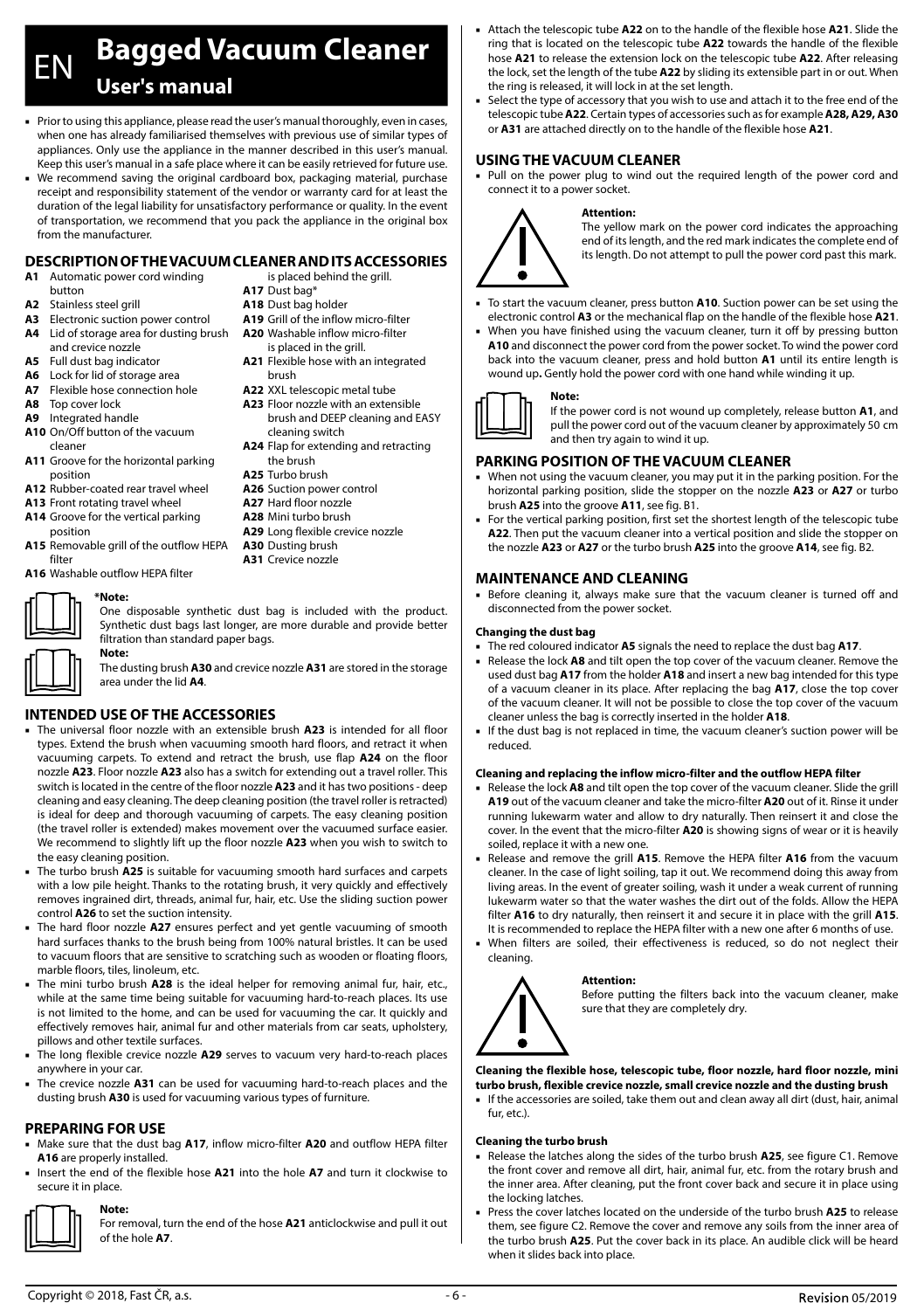# EN Bagged Vacuum Cleaner

## User's manual

- Prior to using this appliance, please read the user's manual thoroughly, even in cases, when one has already familiarised themselves with previous use of similar types of appliances. Only use the appliance in the manner described in this user's manual. Keep this user's manual in a safe place where it can be easily retrieved for future use.
- We recommend saving the original cardboard box, packaging material, purchase receipt and responsibility statement of the vendor or warranty card for at least the duration of the legal liability for unsatisfactory performance or quality. In the event of transportation, we recommend that you pack the appliance in the original box from the manufacturer.

## DESCRIPTION OF THE VACUUM CLEANER AND ITS ACCESSORIES

**A1** Automatic power cord winding button
**A2** Stainless steel grill
**A3** Electronic suction power control
**A4** Lid of storage area for dusting brush and crevice nozzle
**A5** Full dust bag indicator
**A6** Lock for lid of storage area
**A7** Flexible hose connection hole
**A8** Top cover lock
**A9** Integrated handle
**A10** On/Off button of the vacuum cleaner
**A11** Groove for the horizontal parking position
**A12** Rubber-coated rear travel wheel
**A13** Front rotating travel wheel
**A14** Groove for the vertical parking position
**A15** Removable grill of the outflow HEPA filter
**A16** Washable outflow HEPA filter is placed behind the grill.
**A17** Dust bag*
**A18** Dust bag holder
**A19** Grill of the inflow micro-filter
**A20** Washable inflow micro-filter is placed in the grill.
**A21** Flexible hose with an integrated brush
**A22** XXL telescopic metal tube
**A23** Floor nozzle with an extensible brush and DEEP cleaning and EASY cleaning switch
**A24** Flap for extending and retracting the brush
**A25** Turbo brush
**A26** Suction power control
**A27** Hard floor nozzle
**A28** Mini turbo brush
**A29** Long flexible crevice nozzle
**A30** Dusting brush
**A31** Crevice nozzle

**\*Note:**
One disposable synthetic dust bag is included with the product. Synthetic dust bags last longer, are more durable and provide better filtration than standard paper bags.

**Note:**
The dusting brush **A30** and crevice nozzle **A31** are stored in the storage area under the lid **A4**.

## INTENDED USE OF THE ACCESSORIES

- The universal floor nozzle with an extensible brush **A23** is intended for all floor types. Extend the brush when vacuuming smooth hard floors, and retract it when vacuuming carpets. To extend and retract the brush, use flap **A24** on the floor nozzle **A23**. Floor nozzle **A23** also has a switch for extending out a travel roller. This switch is located in the centre of the floor nozzle **A23** and it has two positions - deep cleaning and easy cleaning. The deep cleaning position (the travel roller is retracted) is ideal for deep and thorough vacuuming of carpets. The easy cleaning position (the travel roller is extended) makes movement over the vacuumed surface easier. We recommend to slightly lift up the floor nozzle **A23** when you wish to switch to the easy cleaning position.
- The turbo brush **A25** is suitable for vacuuming smooth hard surfaces and carpets with a low pile height. Thanks to the rotating brush, it very quickly and effectively removes ingrained dirt, threads, animal fur, hair, etc. Use the sliding suction power control **A26** to set the suction intensity.
- The hard floor nozzle **A27** ensures perfect and yet gentle vacuuming of smooth hard surfaces thanks to the brush being from 100% natural bristles. It can be used to vacuum floors that are sensitive to scratching such as wooden or floating floors, marble floors, tiles, linoleum, etc.
- The mini turbo brush **A28** is the ideal helper for removing animal fur, hair, etc., while at the same time being suitable for vacuuming hard-to-reach places. Its use is not limited to the home, and can be used for vacuuming the car. It quickly and effectively removes hair, animal fur and other materials from car seats, upholstery, pillows and other textile surfaces.
- The long flexible crevice nozzle **A29** serves to vacuum very hard-to-reach places anywhere in your car.
- The crevice nozzle **A31** can be used for vacuuming hard-to-reach places and the dusting brush **A30** is used for vacuuming various types of furniture.

## PREPARING FOR USE

- Make sure that the dust bag **A17**, inflow micro-filter **A20** and outflow HEPA filter **A16** are properly installed.
- Insert the end of the flexible hose **A21** into the hole **A7** and turn it clockwise to secure it in place.

**Note:**
For removal, turn the end of the hose **A21** anticlockwise and pull it out of the hole **A7**.

- Attach the telescopic tube **A22** on to the handle of the flexible hose **A21**. Slide the ring that is located on the telescopic tube **A22** towards the handle of the flexible hose **A21** to release the extension lock on the telescopic tube **A22**. After releasing the lock, set the length of the tube **A22** by sliding its extensible part in or out. When the ring is released, it will lock in at the set length.
- Select the type of accessory that you wish to use and attach it to the free end of the telescopic tube **A22**. Certain types of accessories such as for example **A28, A29, A30** or **A31** are attached directly on to the handle of the flexible hose **A21**.

## USING THE VACUUM CLEANER

- Pull on the power plug to wind out the required length of the power cord and connect it to a power socket.

**Attention:**
The yellow mark on the power cord indicates the approaching end of its length, and the red mark indicates the complete end of its length. Do not attempt to pull the power cord past this mark.

- To start the vacuum cleaner, press button **A10**. Suction power can be set using the electronic control **A3** or the mechanical flap on the handle of the flexible hose **A21**.
- When you have finished using the vacuum cleaner, turn it off by pressing button **A10** and disconnect the power cord from the power socket. To wind the power cord back into the vacuum cleaner, press and hold button **A1** until its entire length is wound up**.** Gently hold the power cord with one hand while winding it up.

**Note:**
If the power cord is not wound up completely, release button **A1**, and pull the power cord out of the vacuum cleaner by approximately 50 cm and then try again to wind it up.

## PARKING POSITION OF THE VACUUM CLEANER

- When not using the vacuum cleaner, you may put it in the parking position. For the horizontal parking position, slide the stopper on the nozzle **A23** or **A27** or turbo brush **A25** into the groove **A11**, see fig. B1.
- For the vertical parking position, first set the shortest length of the telescopic tube **A22**. Then put the vacuum cleaner into a vertical position and slide the stopper on the nozzle **A23** or **A27** or the turbo brush **A25** into the groove **A14**, see fig. B2.

## MAINTENANCE AND CLEANING

- Before cleaning it, always make sure that the vacuum cleaner is turned off and disconnected from the power socket.

### Changing the dust bag

- The red coloured indicator **A5** signals the need to replace the dust bag **A17**.
- Release the lock **A8** and tilt open the top cover of the vacuum cleaner. Remove the used dust bag **A17** from the holder **A18** and insert a new bag intended for this type of a vacuum cleaner in its place. After replacing the bag **A17**, close the top cover of the vacuum cleaner. It will not be possible to close the top cover of the vacuum cleaner unless the bag is correctly inserted in the holder **A18**.
- If the dust bag is not replaced in time, the vacuum cleaner's suction power will be reduced.

### Cleaning and replacing the inflow micro-filter and the outflow HEPA filter

- Release the lock **A8** and tilt open the top cover of the vacuum cleaner. Slide the grill **A19** out of the vacuum cleaner and take the micro-filter **A20** out of it. Rinse it under running lukewarm water and allow to dry naturally. Then reinsert it and close the cover. In the event that the micro-filter **A20** is showing signs of wear or it is heavily soiled, replace it with a new one.
- Release and remove the grill **A15**. Remove the HEPA filter **A16** from the vacuum cleaner. In the case of light soiling, tap it out. We recommend doing this away from living areas. In the event of greater soiling, wash it under a weak current of running lukewarm water so that the water washes the dirt out of the folds. Allow the HEPA filter **A16** to dry naturally, then reinsert it and secure it in place with the grill **A15**. It is recommended to replace the HEPA filter with a new one after 6 months of use.
- When filters are soiled, their effectiveness is reduced, so do not neglect their cleaning.

**Attention:**
Before putting the filters back into the vacuum cleaner, make sure that they are completely dry.

### Cleaning the flexible hose, telescopic tube, floor nozzle, hard floor nozzle, mini turbo brush, flexible crevice nozzle, small crevice nozzle and the dusting brush

- If the accessories are soiled, take them out and clean away all dirt (dust, hair, animal fur, etc.).

### Cleaning the turbo brush

- Release the latches along the sides of the turbo brush **A25**, see figure C1. Remove the front cover and remove all dirt, hair, animal fur, etc. from the rotary brush and the inner area. After cleaning, put the front cover back and secure it in place using the locking latches.
- Press the cover latches located on the underside of the turbo brush **A25** to release them, see figure C2. Remove the cover and remove any soils from the inner area of the turbo brush **A25**. Put the cover back in its place. An audible click will be heard when it slides back into place.

Copyright © 2018, Fast ČR, a.s. Revision 05/2019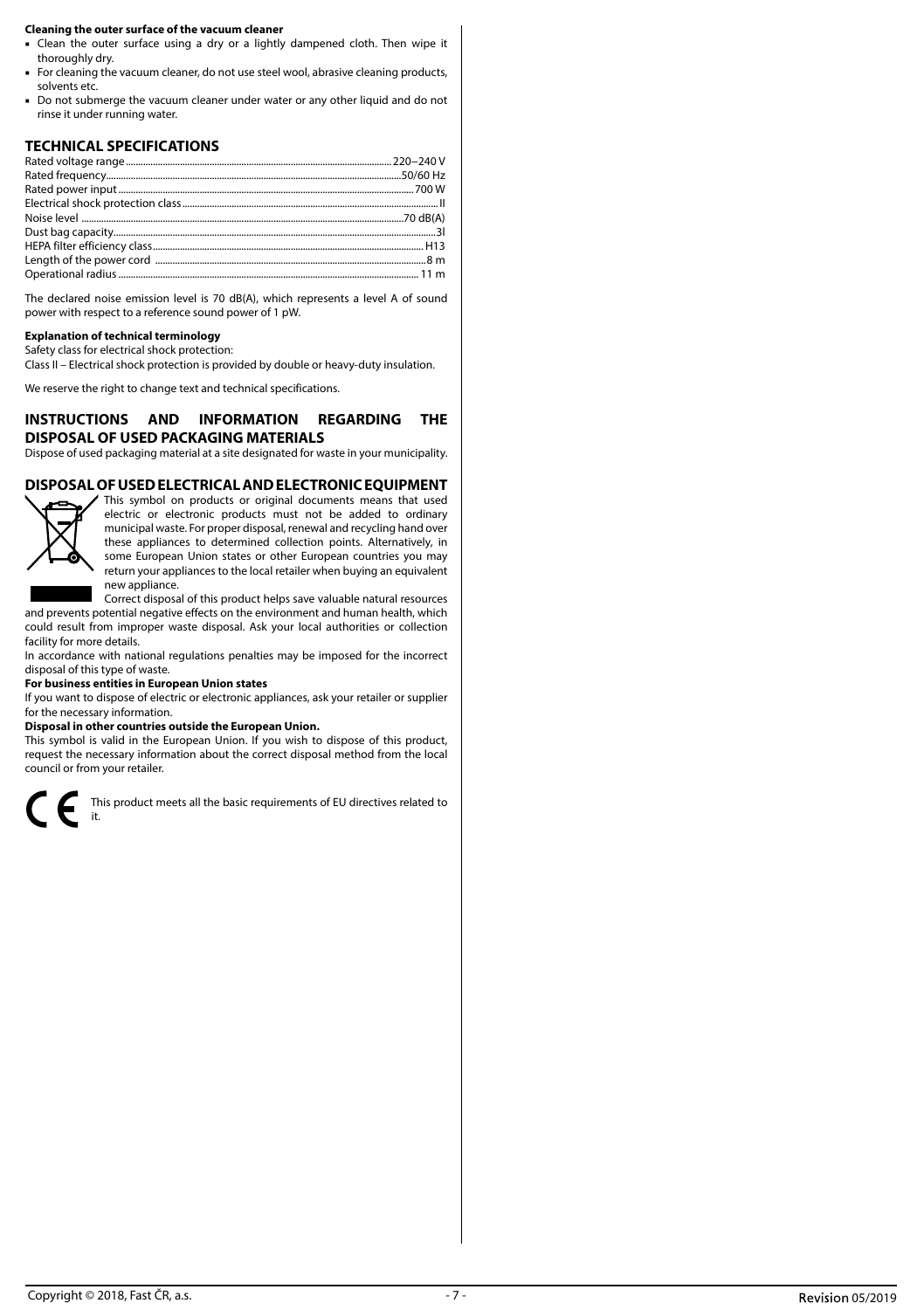**Cleaning the outer surface of the vacuum cleaner**

- Clean the outer surface using a dry or a lightly dampened cloth. Then wipe it thoroughly dry.
- For cleaning the vacuum cleaner, do not use steel wool, abrasive cleaning products, solvents etc.
- Do not submerge the vacuum cleaner under water or any other liquid and do not rinse it under running water.

## TECHNICAL SPECIFICATIONS

| | |
|---|---|
| Rated voltage range | 220–240 V |
| Rated frequency | 50/60 Hz |
| Rated power input | 700 W |
| Electrical shock protection class | II |
| Noise level | 70 dB(A) |
| Dust bag capacity | 3l |
| HEPA filter efficiency class | H13 |
| Length of the power cord | 8 m |
| Operational radius | 11 m |

The declared noise emission level is 70 dB(A), which represents a level A of sound power with respect to a reference sound power of 1 pW.

**Explanation of technical terminology**

Safety class for electrical shock protection:
Class II – Electrical shock protection is provided by double or heavy-duty insulation.

We reserve the right to change text and technical specifications.

## INSTRUCTIONS AND INFORMATION REGARDING THE DISPOSAL OF USED PACKAGING MATERIALS

Dispose of used packaging material at a site designated for waste in your municipality.

## DISPOSAL OF USED ELECTRICAL AND ELECTRONIC EQUIPMENT

This symbol on products or original documents means that used electric or electronic products must not be added to ordinary municipal waste. For proper disposal, renewal and recycling hand over these appliances to determined collection points. Alternatively, in some European Union states or other European countries you may return your appliances to the local retailer when buying an equivalent new appliance.

Correct disposal of this product helps save valuable natural resources and prevents potential negative effects on the environment and human health, which could result from improper waste disposal. Ask your local authorities or collection facility for more details.

In accordance with national regulations penalties may be imposed for the incorrect disposal of this type of waste.

**For business entities in European Union states**

If you want to dispose of electric or electronic appliances, ask your retailer or supplier for the necessary information.

**Disposal in other countries outside the European Union.**

This symbol is valid in the European Union. If you wish to dispose of this product, request the necessary information about the correct disposal method from the local council or from your retailer.

This product meets all the basic requirements of EU directives related to it.

Copyright © 2018, Fast ČR, a.s.

Revision 05/2019